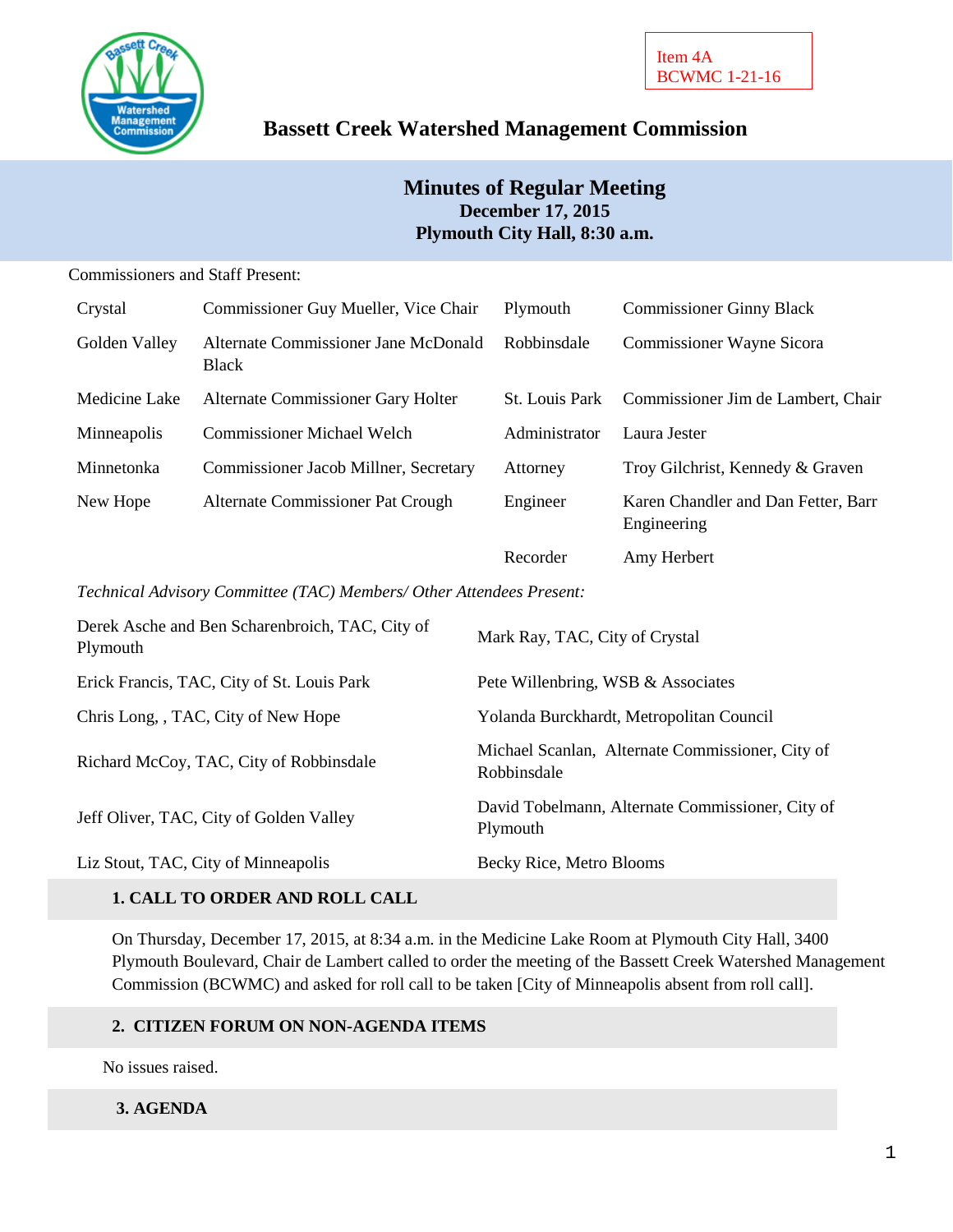Item 4A
BCWMC 1-21-16

# Bassett Creek Watershed Management Commission

## Minutes of Regular Meeting
**December 17, 2015**
**Plymouth City Hall, 8:30 a.m.**

Commissioners and Staff Present:

| | | | |
|---|---|---|---|
| Crystal | Commissioner Guy Mueller, Vice Chair | Plymouth | Commissioner Ginny Black |
| Golden Valley | Alternate Commissioner Jane McDonald Black | Robbinsdale | Commissioner Wayne Sicora |
| Medicine Lake | Alternate Commissioner Gary Holter | St. Louis Park | Commissioner Jim de Lambert, Chair |
| Minneapolis | Commissioner Michael Welch | Administrator | Laura Jester |
| Minnetonka | Commissioner Jacob Millner, Secretary | Attorney | Troy Gilchrist, Kennedy & Graven |
| New Hope | Alternate Commissioner Pat Crough | Engineer | Karen Chandler and Dan Fetter, Barr Engineering |
| | | Recorder | Amy Herbert |

*Technical Advisory Committee (TAC) Members/ Other Attendees Present:*

| | |
|---|---|
| Derek Asche and Ben Scharenbroich, TAC, City of Plymouth | Mark Ray, TAC, City of Crystal |
| Erick Francis, TAC, City of St. Louis Park | Pete Willenbring, WSB & Associates |
| Chris Long, , TAC, City of New Hope | Yolanda Burckhardt, Metropolitan Council |
| Richard McCoy, TAC, City of Robbinsdale | Michael Scanlan, Alternate Commissioner, City of Robbinsdale |
| Jeff Oliver, TAC, City of Golden Valley | David Tobelmann, Alternate Commissioner, City of Plymouth |
| Liz Stout, TAC, City of Minneapolis | Becky Rice, Metro Blooms |

### 1. CALL TO ORDER AND ROLL CALL

On Thursday, December 17, 2015, at 8:34 a.m. in the Medicine Lake Room at Plymouth City Hall, 3400 Plymouth Boulevard, Chair de Lambert called to order the meeting of the Bassett Creek Watershed Management Commission (BCWMC) and asked for roll call to be taken [City of Minneapolis absent from roll call].

### 2. CITIZEN FORUM ON NON-AGENDA ITEMS

No issues raised.

### 3. AGENDA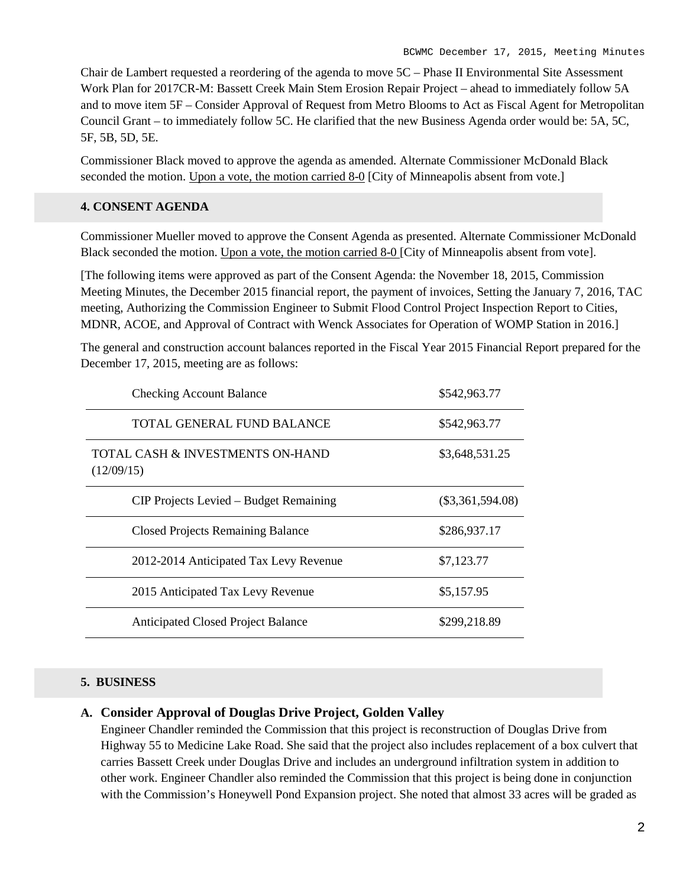Chair de Lambert requested a reordering of the agenda to move 5C – Phase II Environmental Site Assessment Work Plan for 2017CR-M: Bassett Creek Main Stem Erosion Repair Project – ahead to immediately follow 5A and to move item 5F – Consider Approval of Request from Metro Blooms to Act as Fiscal Agent for Metropolitan Council Grant – to immediately follow 5C. He clarified that the new Business Agenda order would be: 5A, 5C, 5F, 5B, 5D, 5E.

Commissioner Black moved to approve the agenda as amended. Alternate Commissioner McDonald Black seconded the motion. Upon a vote, the motion carried 8-0 [City of Minneapolis absent from vote.]

## 4. CONSENT AGENDA

Commissioner Mueller moved to approve the Consent Agenda as presented. Alternate Commissioner McDonald Black seconded the motion. Upon a vote, the motion carried 8-0 [City of Minneapolis absent from vote].

[The following items were approved as part of the Consent Agenda: the November 18, 2015, Commission Meeting Minutes, the December 2015 financial report, the payment of invoices, Setting the January 7, 2016, TAC meeting, Authorizing the Commission Engineer to Submit Flood Control Project Inspection Report to Cities, MDNR, ACOE, and Approval of Contract with Wenck Associates for Operation of WOMP Station in 2016.]

The general and construction account balances reported in the Fiscal Year 2015 Financial Report prepared for the December 17, 2015, meeting are as follows:

| | |
|---|---|
| Checking Account Balance | $542,963.77 |
| TOTAL GENERAL FUND BALANCE | $542,963.77 |
| TOTAL CASH & INVESTMENTS ON-HAND (12/09/15) | $3,648,531.25 |
| CIP Projects Levied – Budget Remaining | ($3,361,594.08) |
| Closed Projects Remaining Balance | $286,937.17 |
| 2012-2014 Anticipated Tax Levy Revenue | $7,123.77 |
| 2015 Anticipated Tax Levy Revenue | $5,157.95 |
| Anticipated Closed Project Balance | $299,218.89 |

## 5. BUSINESS

### A. Consider Approval of Douglas Drive Project, Golden Valley

Engineer Chandler reminded the Commission that this project is reconstruction of Douglas Drive from Highway 55 to Medicine Lake Road. She said that the project also includes replacement of a box culvert that carries Bassett Creek under Douglas Drive and includes an underground infiltration system in addition to other work. Engineer Chandler also reminded the Commission that this project is being done in conjunction with the Commission's Honeywell Pond Expansion project. She noted that almost 33 acres will be graded as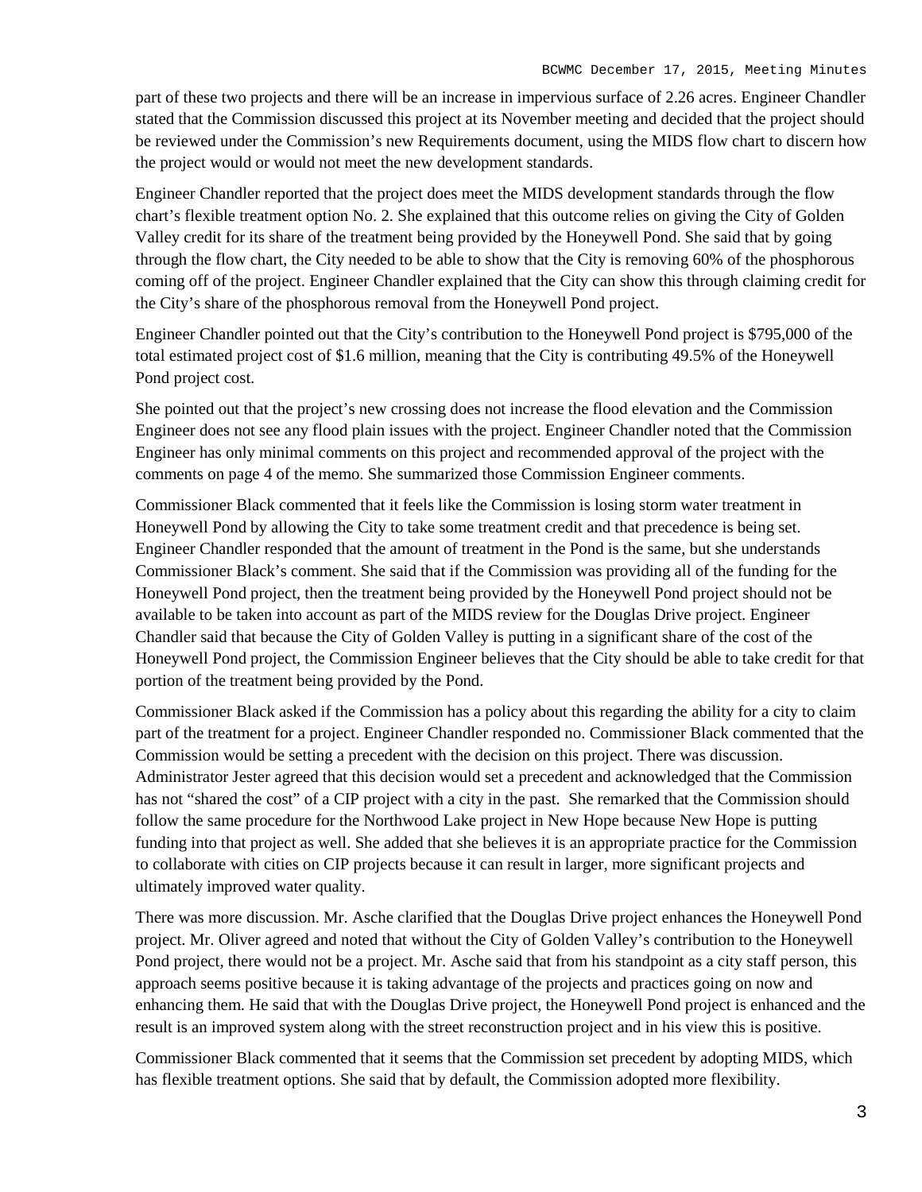part of these two projects and there will be an increase in impervious surface of 2.26 acres. Engineer Chandler stated that the Commission discussed this project at its November meeting and decided that the project should be reviewed under the Commission's new Requirements document, using the MIDS flow chart to discern how the project would or would not meet the new development standards.

Engineer Chandler reported that the project does meet the MIDS development standards through the flow chart's flexible treatment option No. 2. She explained that this outcome relies on giving the City of Golden Valley credit for its share of the treatment being provided by the Honeywell Pond. She said that by going through the flow chart, the City needed to be able to show that the City is removing 60% of the phosphorous coming off of the project. Engineer Chandler explained that the City can show this through claiming credit for the City's share of the phosphorous removal from the Honeywell Pond project.

Engineer Chandler pointed out that the City's contribution to the Honeywell Pond project is $795,000 of the total estimated project cost of $1.6 million, meaning that the City is contributing 49.5% of the Honeywell Pond project cost.

She pointed out that the project's new crossing does not increase the flood elevation and the Commission Engineer does not see any flood plain issues with the project. Engineer Chandler noted that the Commission Engineer has only minimal comments on this project and recommended approval of the project with the comments on page 4 of the memo. She summarized those Commission Engineer comments.

Commissioner Black commented that it feels like the Commission is losing storm water treatment in Honeywell Pond by allowing the City to take some treatment credit and that precedence is being set. Engineer Chandler responded that the amount of treatment in the Pond is the same, but she understands Commissioner Black's comment. She said that if the Commission was providing all of the funding for the Honeywell Pond project, then the treatment being provided by the Honeywell Pond project should not be available to be taken into account as part of the MIDS review for the Douglas Drive project. Engineer Chandler said that because the City of Golden Valley is putting in a significant share of the cost of the Honeywell Pond project, the Commission Engineer believes that the City should be able to take credit for that portion of the treatment being provided by the Pond.

Commissioner Black asked if the Commission has a policy about this regarding the ability for a city to claim part of the treatment for a project. Engineer Chandler responded no. Commissioner Black commented that the Commission would be setting a precedent with the decision on this project. There was discussion. Administrator Jester agreed that this decision would set a precedent and acknowledged that the Commission has not "shared the cost" of a CIP project with a city in the past. She remarked that the Commission should follow the same procedure for the Northwood Lake project in New Hope because New Hope is putting funding into that project as well. She added that she believes it is an appropriate practice for the Commission to collaborate with cities on CIP projects because it can result in larger, more significant projects and ultimately improved water quality.

There was more discussion. Mr. Asche clarified that the Douglas Drive project enhances the Honeywell Pond project. Mr. Oliver agreed and noted that without the City of Golden Valley's contribution to the Honeywell Pond project, there would not be a project. Mr. Asche said that from his standpoint as a city staff person, this approach seems positive because it is taking advantage of the projects and practices going on now and enhancing them. He said that with the Douglas Drive project, the Honeywell Pond project is enhanced and the result is an improved system along with the street reconstruction project and in his view this is positive.

Commissioner Black commented that it seems that the Commission set precedent by adopting MIDS, which has flexible treatment options. She said that by default, the Commission adopted more flexibility.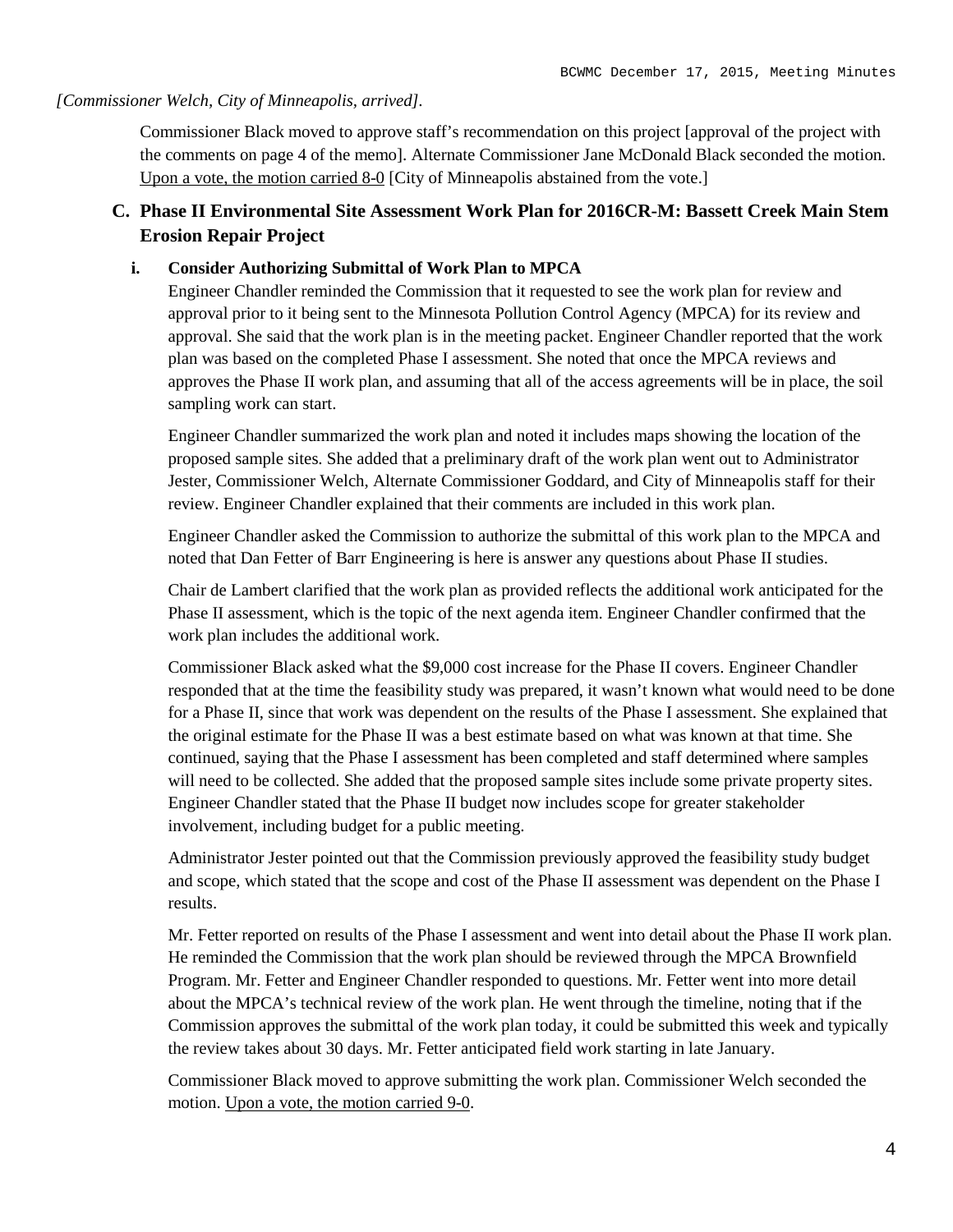*[Commissioner Welch, City of Minneapolis, arrived].*

Commissioner Black moved to approve staff's recommendation on this project [approval of the project with the comments on page 4 of the memo]. Alternate Commissioner Jane McDonald Black seconded the motion. Upon a vote, the motion carried 8-0 [City of Minneapolis abstained from the vote.]

### C. Phase II Environmental Site Assessment Work Plan for 2016CR-M: Bassett Creek Main Stem Erosion Repair Project

#### i. Consider Authorizing Submittal of Work Plan to MPCA

Engineer Chandler reminded the Commission that it requested to see the work plan for review and approval prior to it being sent to the Minnesota Pollution Control Agency (MPCA) for its review and approval. She said that the work plan is in the meeting packet. Engineer Chandler reported that the work plan was based on the completed Phase I assessment. She noted that once the MPCA reviews and approves the Phase II work plan, and assuming that all of the access agreements will be in place, the soil sampling work can start.

Engineer Chandler summarized the work plan and noted it includes maps showing the location of the proposed sample sites. She added that a preliminary draft of the work plan went out to Administrator Jester, Commissioner Welch, Alternate Commissioner Goddard, and City of Minneapolis staff for their review. Engineer Chandler explained that their comments are included in this work plan.

Engineer Chandler asked the Commission to authorize the submittal of this work plan to the MPCA and noted that Dan Fetter of Barr Engineering is here is answer any questions about Phase II studies.

Chair de Lambert clarified that the work plan as provided reflects the additional work anticipated for the Phase II assessment, which is the topic of the next agenda item. Engineer Chandler confirmed that the work plan includes the additional work.

Commissioner Black asked what the $9,000 cost increase for the Phase II covers. Engineer Chandler responded that at the time the feasibility study was prepared, it wasn't known what would need to be done for a Phase II, since that work was dependent on the results of the Phase I assessment. She explained that the original estimate for the Phase II was a best estimate based on what was known at that time. She continued, saying that the Phase I assessment has been completed and staff determined where samples will need to be collected. She added that the proposed sample sites include some private property sites. Engineer Chandler stated that the Phase II budget now includes scope for greater stakeholder involvement, including budget for a public meeting.

Administrator Jester pointed out that the Commission previously approved the feasibility study budget and scope, which stated that the scope and cost of the Phase II assessment was dependent on the Phase I results.

Mr. Fetter reported on results of the Phase I assessment and went into detail about the Phase II work plan. He reminded the Commission that the work plan should be reviewed through the MPCA Brownfield Program. Mr. Fetter and Engineer Chandler responded to questions. Mr. Fetter went into more detail about the MPCA's technical review of the work plan. He went through the timeline, noting that if the Commission approves the submittal of the work plan today, it could be submitted this week and typically the review takes about 30 days. Mr. Fetter anticipated field work starting in late January.

Commissioner Black moved to approve submitting the work plan. Commissioner Welch seconded the motion. Upon a vote, the motion carried 9-0.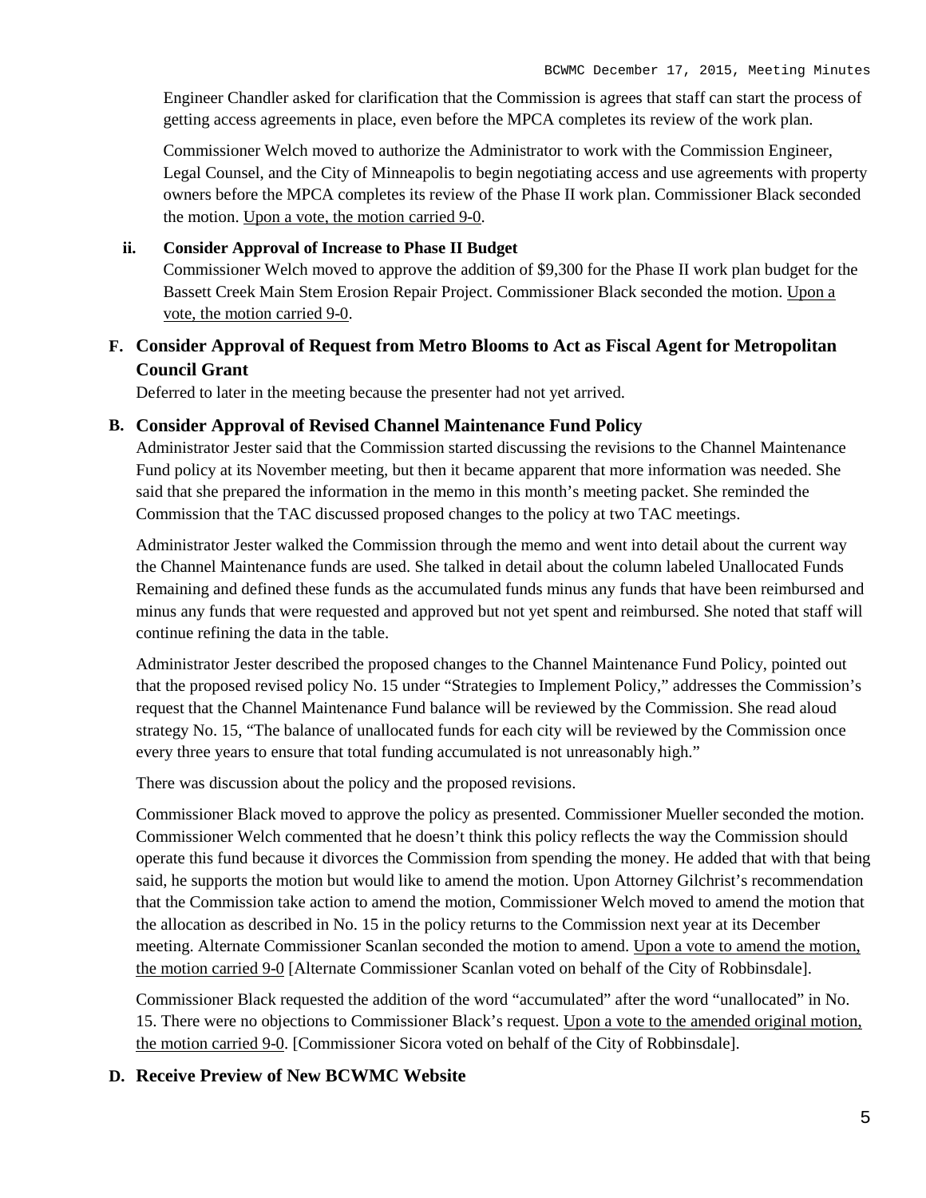Engineer Chandler asked for clarification that the Commission is agrees that staff can start the process of getting access agreements in place, even before the MPCA completes its review of the work plan.

Commissioner Welch moved to authorize the Administrator to work with the Commission Engineer, Legal Counsel, and the City of Minneapolis to begin negotiating access and use agreements with property owners before the MPCA completes its review of the Phase II work plan. Commissioner Black seconded the motion. Upon a vote, the motion carried 9-0.

**ii. Consider Approval of Increase to Phase II Budget**

Commissioner Welch moved to approve the addition of $9,300 for the Phase II work plan budget for the Bassett Creek Main Stem Erosion Repair Project. Commissioner Black seconded the motion. Upon a vote, the motion carried 9-0.

### F. Consider Approval of Request from Metro Blooms to Act as Fiscal Agent for Metropolitan Council Grant

Deferred to later in the meeting because the presenter had not yet arrived.

### B. Consider Approval of Revised Channel Maintenance Fund Policy

Administrator Jester said that the Commission started discussing the revisions to the Channel Maintenance Fund policy at its November meeting, but then it became apparent that more information was needed. She said that she prepared the information in the memo in this month's meeting packet. She reminded the Commission that the TAC discussed proposed changes to the policy at two TAC meetings.

Administrator Jester walked the Commission through the memo and went into detail about the current way the Channel Maintenance funds are used. She talked in detail about the column labeled Unallocated Funds Remaining and defined these funds as the accumulated funds minus any funds that have been reimbursed and minus any funds that were requested and approved but not yet spent and reimbursed. She noted that staff will continue refining the data in the table.

Administrator Jester described the proposed changes to the Channel Maintenance Fund Policy, pointed out that the proposed revised policy No. 15 under "Strategies to Implement Policy," addresses the Commission's request that the Channel Maintenance Fund balance will be reviewed by the Commission. She read aloud strategy No. 15, "The balance of unallocated funds for each city will be reviewed by the Commission once every three years to ensure that total funding accumulated is not unreasonably high."

There was discussion about the policy and the proposed revisions.

Commissioner Black moved to approve the policy as presented. Commissioner Mueller seconded the motion. Commissioner Welch commented that he doesn't think this policy reflects the way the Commission should operate this fund because it divorces the Commission from spending the money. He added that with that being said, he supports the motion but would like to amend the motion. Upon Attorney Gilchrist's recommendation that the Commission take action to amend the motion, Commissioner Welch moved to amend the motion that the allocation as described in No. 15 in the policy returns to the Commission next year at its December meeting. Alternate Commissioner Scanlan seconded the motion to amend. Upon a vote to amend the motion, the motion carried 9-0 [Alternate Commissioner Scanlan voted on behalf of the City of Robbinsdale].

Commissioner Black requested the addition of the word "accumulated" after the word "unallocated" in No. 15. There were no objections to Commissioner Black's request. Upon a vote to the amended original motion, the motion carried 9-0. [Commissioner Sicora voted on behalf of the City of Robbinsdale].

### D. Receive Preview of New BCWMC Website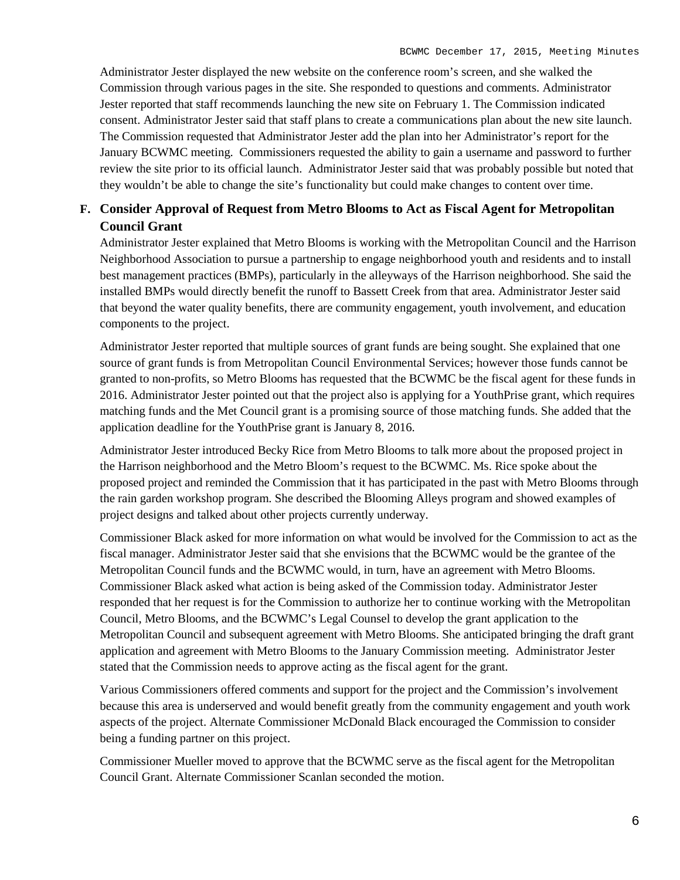Administrator Jester displayed the new website on the conference room's screen, and she walked the Commission through various pages in the site. She responded to questions and comments. Administrator Jester reported that staff recommends launching the new site on February 1. The Commission indicated consent. Administrator Jester said that staff plans to create a communications plan about the new site launch. The Commission requested that Administrator Jester add the plan into her Administrator's report for the January BCWMC meeting. Commissioners requested the ability to gain a username and password to further review the site prior to its official launch. Administrator Jester said that was probably possible but noted that they wouldn't be able to change the site's functionality but could make changes to content over time.

**F. Consider Approval of Request from Metro Blooms to Act as Fiscal Agent for Metropolitan Council Grant**

Administrator Jester explained that Metro Blooms is working with the Metropolitan Council and the Harrison Neighborhood Association to pursue a partnership to engage neighborhood youth and residents and to install best management practices (BMPs), particularly in the alleyways of the Harrison neighborhood. She said the installed BMPs would directly benefit the runoff to Bassett Creek from that area. Administrator Jester said that beyond the water quality benefits, there are community engagement, youth involvement, and education components to the project.

Administrator Jester reported that multiple sources of grant funds are being sought. She explained that one source of grant funds is from Metropolitan Council Environmental Services; however those funds cannot be granted to non-profits, so Metro Blooms has requested that the BCWMC be the fiscal agent for these funds in 2016. Administrator Jester pointed out that the project also is applying for a YouthPrise grant, which requires matching funds and the Met Council grant is a promising source of those matching funds. She added that the application deadline for the YouthPrise grant is January 8, 2016.

Administrator Jester introduced Becky Rice from Metro Blooms to talk more about the proposed project in the Harrison neighborhood and the Metro Bloom's request to the BCWMC. Ms. Rice spoke about the proposed project and reminded the Commission that it has participated in the past with Metro Blooms through the rain garden workshop program. She described the Blooming Alleys program and showed examples of project designs and talked about other projects currently underway.

Commissioner Black asked for more information on what would be involved for the Commission to act as the fiscal manager. Administrator Jester said that she envisions that the BCWMC would be the grantee of the Metropolitan Council funds and the BCWMC would, in turn, have an agreement with Metro Blooms. Commissioner Black asked what action is being asked of the Commission today. Administrator Jester responded that her request is for the Commission to authorize her to continue working with the Metropolitan Council, Metro Blooms, and the BCWMC's Legal Counsel to develop the grant application to the Metropolitan Council and subsequent agreement with Metro Blooms. She anticipated bringing the draft grant application and agreement with Metro Blooms to the January Commission meeting. Administrator Jester stated that the Commission needs to approve acting as the fiscal agent for the grant.

Various Commissioners offered comments and support for the project and the Commission's involvement because this area is underserved and would benefit greatly from the community engagement and youth work aspects of the project. Alternate Commissioner McDonald Black encouraged the Commission to consider being a funding partner on this project.

Commissioner Mueller moved to approve that the BCWMC serve as the fiscal agent for the Metropolitan Council Grant. Alternate Commissioner Scanlan seconded the motion.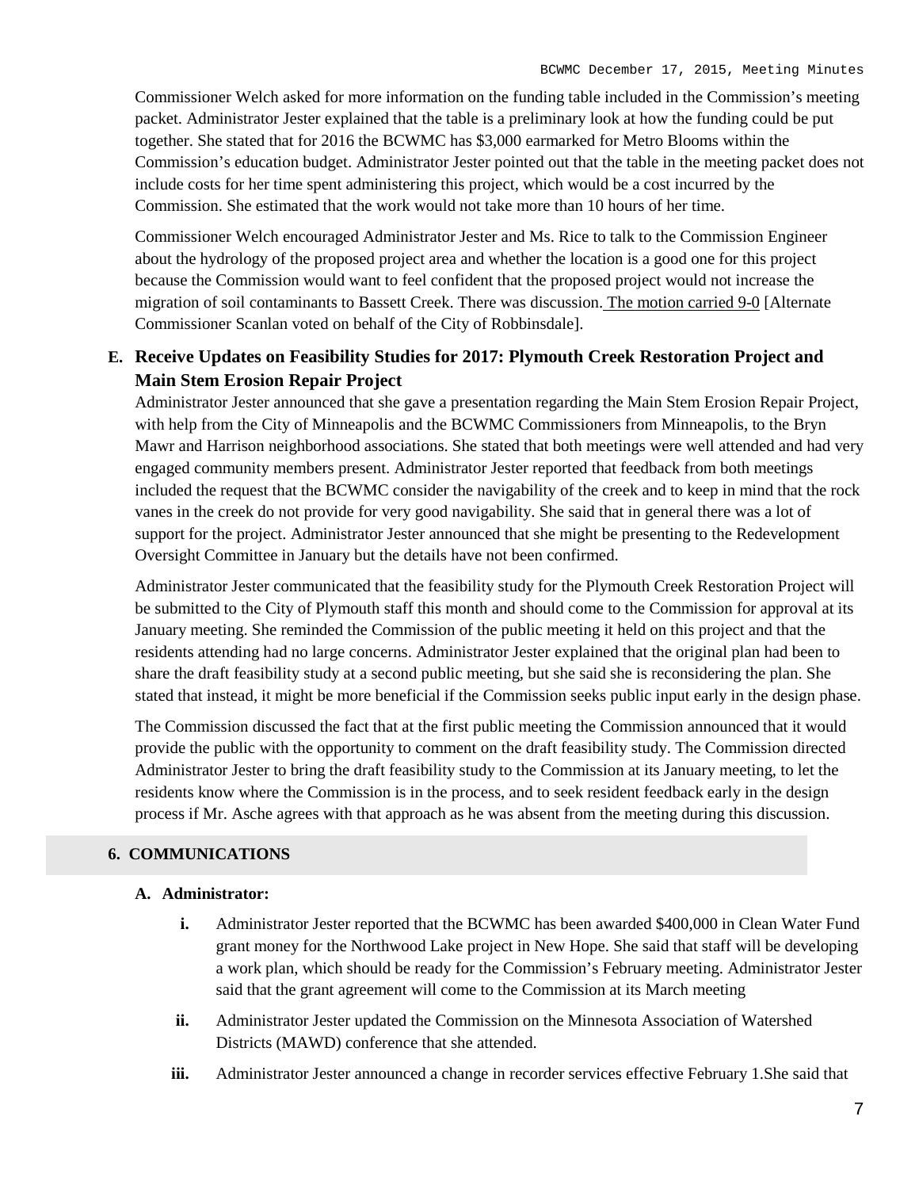Commissioner Welch asked for more information on the funding table included in the Commission's meeting packet. Administrator Jester explained that the table is a preliminary look at how the funding could be put together. She stated that for 2016 the BCWMC has $3,000 earmarked for Metro Blooms within the Commission's education budget. Administrator Jester pointed out that the table in the meeting packet does not include costs for her time spent administering this project, which would be a cost incurred by the Commission. She estimated that the work would not take more than 10 hours of her time.

Commissioner Welch encouraged Administrator Jester and Ms. Rice to talk to the Commission Engineer about the hydrology of the proposed project area and whether the location is a good one for this project because the Commission would want to feel confident that the proposed project would not increase the migration of soil contaminants to Bassett Creek. There was discussion. The motion carried 9-0 [Alternate Commissioner Scanlan voted on behalf of the City of Robbinsdale].

**E. Receive Updates on Feasibility Studies for 2017: Plymouth Creek Restoration Project and Main Stem Erosion Repair Project**

Administrator Jester announced that she gave a presentation regarding the Main Stem Erosion Repair Project, with help from the City of Minneapolis and the BCWMC Commissioners from Minneapolis, to the Bryn Mawr and Harrison neighborhood associations. She stated that both meetings were well attended and had very engaged community members present. Administrator Jester reported that feedback from both meetings included the request that the BCWMC consider the navigability of the creek and to keep in mind that the rock vanes in the creek do not provide for very good navigability. She said that in general there was a lot of support for the project. Administrator Jester announced that she might be presenting to the Redevelopment Oversight Committee in January but the details have not been confirmed.

Administrator Jester communicated that the feasibility study for the Plymouth Creek Restoration Project will be submitted to the City of Plymouth staff this month and should come to the Commission for approval at its January meeting. She reminded the Commission of the public meeting it held on this project and that the residents attending had no large concerns. Administrator Jester explained that the original plan had been to share the draft feasibility study at a second public meeting, but she said she is reconsidering the plan. She stated that instead, it might be more beneficial if the Commission seeks public input early in the design phase.

The Commission discussed the fact that at the first public meeting the Commission announced that it would provide the public with the opportunity to comment on the draft feasibility study. The Commission directed Administrator Jester to bring the draft feasibility study to the Commission at its January meeting, to let the residents know where the Commission is in the process, and to seek resident feedback early in the design process if Mr. Asche agrees with that approach as he was absent from the meeting during this discussion.

## 6. COMMUNICATIONS

**A. Administrator:**

- **i.** Administrator Jester reported that the BCWMC has been awarded $400,000 in Clean Water Fund grant money for the Northwood Lake project in New Hope. She said that staff will be developing a work plan, which should be ready for the Commission's February meeting. Administrator Jester said that the grant agreement will come to the Commission at its March meeting
- **ii.** Administrator Jester updated the Commission on the Minnesota Association of Watershed Districts (MAWD) conference that she attended.
- **iii.** Administrator Jester announced a change in recorder services effective February 1.She said that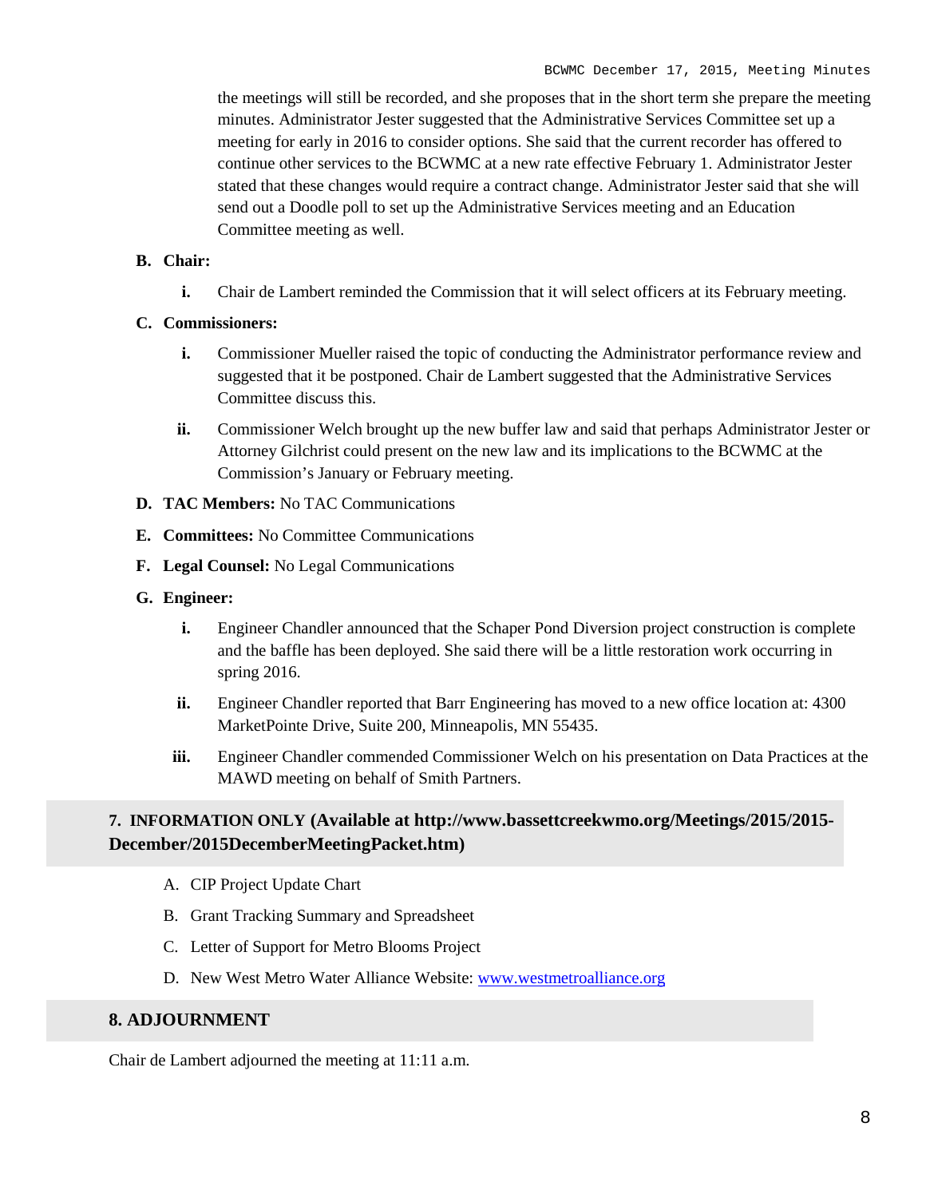the meetings will still be recorded, and she proposes that in the short term she prepare the meeting minutes. Administrator Jester suggested that the Administrative Services Committee set up a meeting for early in 2016 to consider options. She said that the current recorder has offered to continue other services to the BCWMC at a new rate effective February 1. Administrator Jester stated that these changes would require a contract change. Administrator Jester said that she will send out a Doodle poll to set up the Administrative Services meeting and an Education Committee meeting as well.

**B. Chair:**

- **i.** Chair de Lambert reminded the Commission that it will select officers at its February meeting.

**C. Commissioners:**

- **i.** Commissioner Mueller raised the topic of conducting the Administrator performance review and suggested that it be postponed. Chair de Lambert suggested that the Administrative Services Committee discuss this.
- **ii.** Commissioner Welch brought up the new buffer law and said that perhaps Administrator Jester or Attorney Gilchrist could present on the new law and its implications to the BCWMC at the Commission's January or February meeting.

**D. TAC Members:** No TAC Communications

**E. Committees:** No Committee Communications

**F. Legal Counsel:** No Legal Communications

**G. Engineer:**

- **i.** Engineer Chandler announced that the Schaper Pond Diversion project construction is complete and the baffle has been deployed. She said there will be a little restoration work occurring in spring 2016.
- **ii.** Engineer Chandler reported that Barr Engineering has moved to a new office location at: 4300 MarketPointe Drive, Suite 200, Minneapolis, MN 55435.
- **iii.** Engineer Chandler commended Commissioner Welch on his presentation on Data Practices at the MAWD meeting on behalf of Smith Partners.

## 7. INFORMATION ONLY (Available at http://www.bassettcreekwmo.org/Meetings/2015/2015-December/2015DecemberMeetingPacket.htm)

A. CIP Project Update Chart

B. Grant Tracking Summary and Spreadsheet

C. Letter of Support for Metro Blooms Project

D. New West Metro Water Alliance Website: [www.westmetroalliance.org](http://www.westmetroalliance.org)

## 8. ADJOURNMENT

Chair de Lambert adjourned the meeting at 11:11 a.m.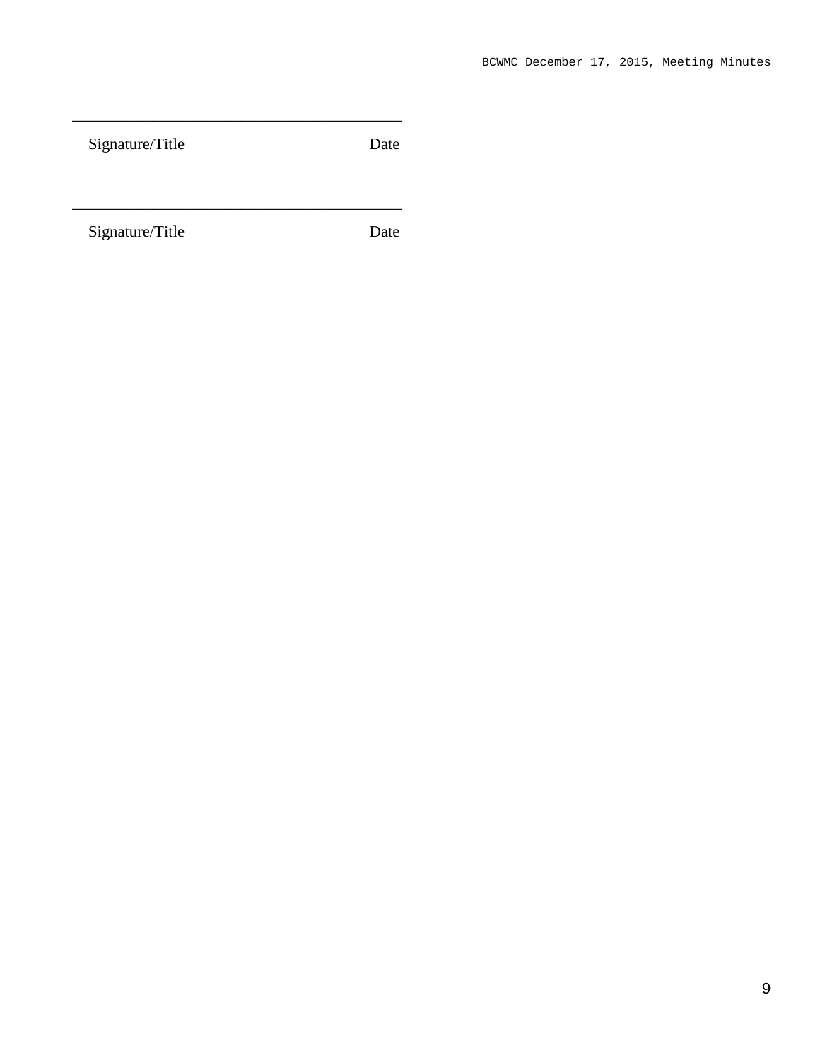\_\_\_\_\_\_\_\_\_\_\_\_\_\_\_\_\_\_\_\_\_\_\_\_\_\_\_\_\_\_\_\_\_\_\_\_\_\_\_\_\_\_

Signature/Title Date

\_\_\_\_\_\_\_\_\_\_\_\_\_\_\_\_\_\_\_\_\_\_\_\_\_\_\_\_\_\_\_\_\_\_\_\_\_\_\_\_\_\_

Signature/Title Date